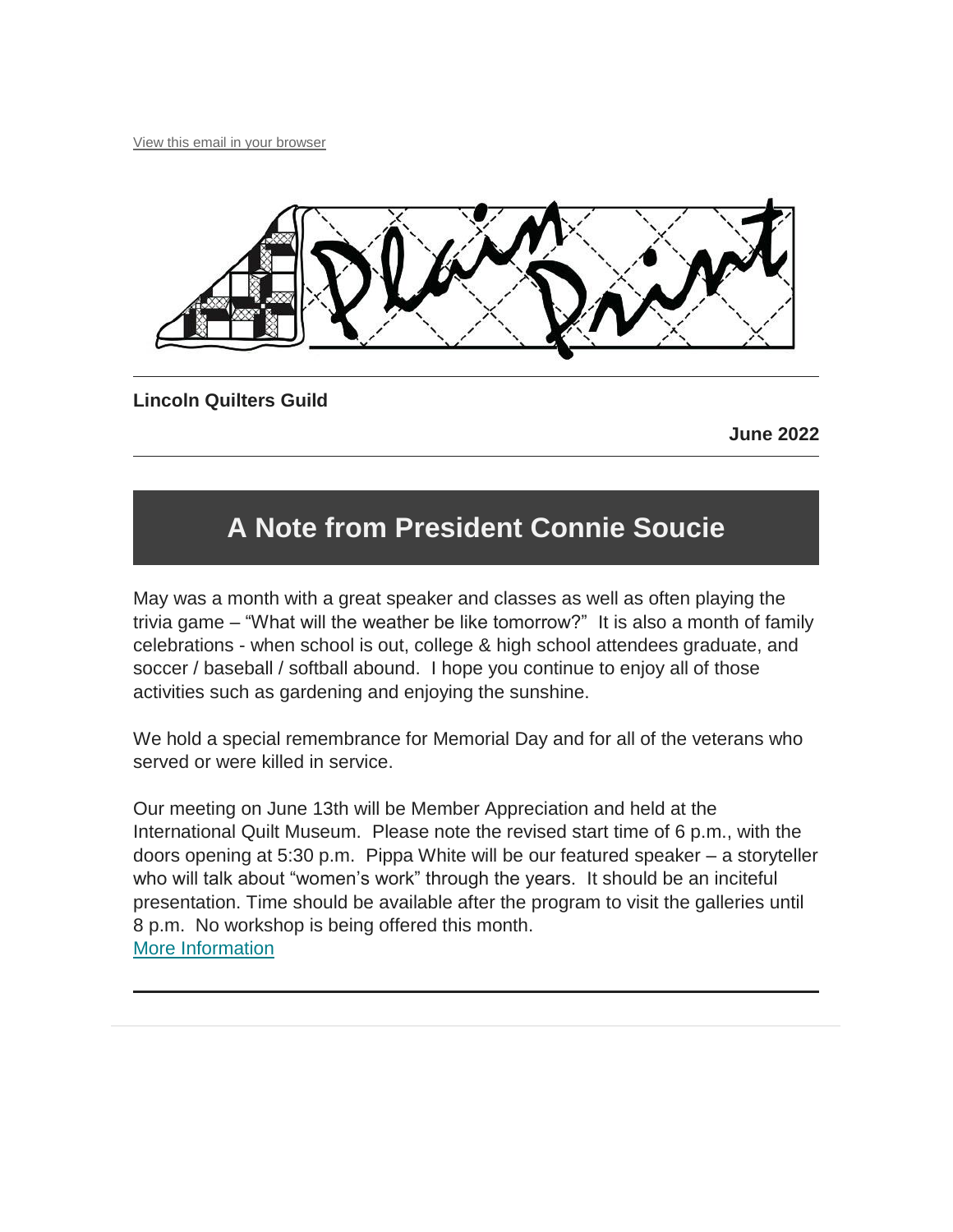View this email in your browser

Plain Print

**Lincoln Quilters Guild**

**June 2022**

## A Note from President Connie Soucie

May was a month with a great speaker and classes as well as often playing the trivia game – "What will the weather be like tomorrow?" It is also a month of family celebrations - when school is out, college & high school attendees graduate, and soccer / baseball / softball abound. I hope you continue to enjoy all of those activities such as gardening and enjoying the sunshine.

We hold a special remembrance for Memorial Day and for all of the veterans who served or were killed in service.

Our meeting on June 13th will be Member Appreciation and held at the International Quilt Museum. Please note the revised start time of 6 p.m., with the doors opening at 5:30 p.m. Pippa White will be our featured speaker – a storyteller who will talk about "women's work" through the years. It should be an inciteful presentation. Time should be available after the program to visit the galleries until 8 p.m. No workshop is being offered this month.
More Information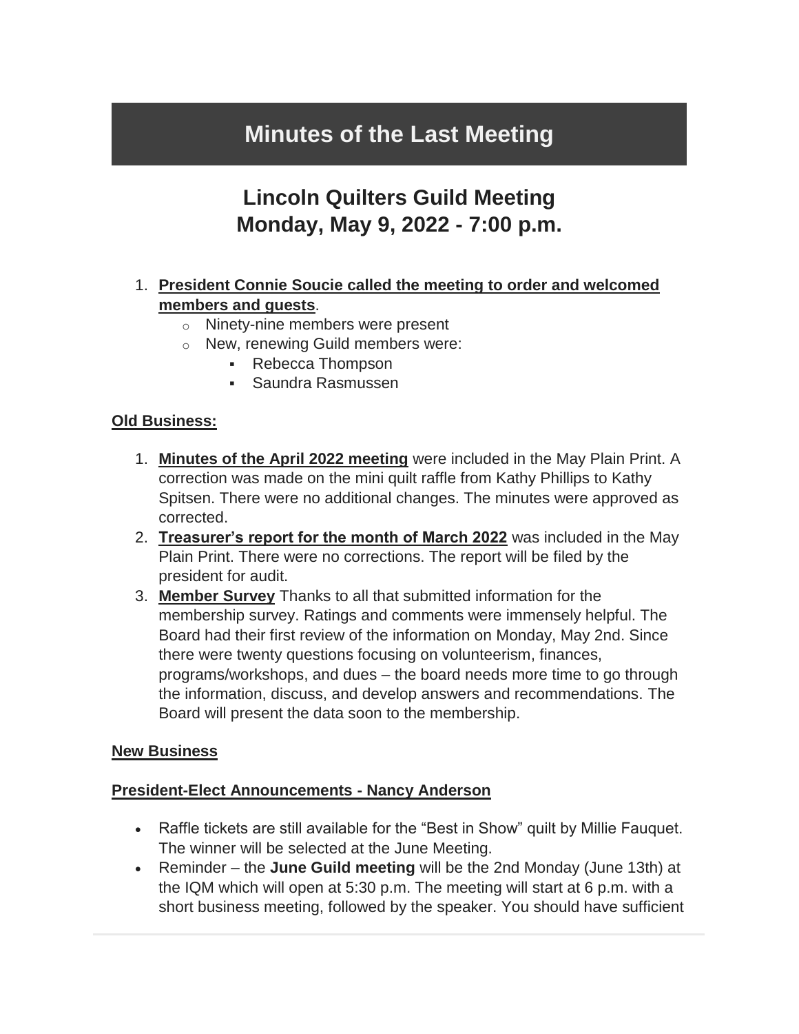# Minutes of the Last Meeting

## Lincoln Quilters Guild Meeting
## Monday, May 9, 2022 - 7:00 p.m.

1. **President Connie Soucie called the meeting to order and welcomed members and guests**.
   - Ninety-nine members were present
   - New, renewing Guild members were:
     - Rebecca Thompson
     - Saundra Rasmussen

**Old Business:**

1. **Minutes of the April 2022 meeting** were included in the May Plain Print. A correction was made on the mini quilt raffle from Kathy Phillips to Kathy Spitsen. There were no additional changes. The minutes were approved as corrected.
2. **Treasurer's report for the month of March 2022** was included in the May Plain Print. There were no corrections. The report will be filed by the president for audit.
3. **Member Survey** Thanks to all that submitted information for the membership survey. Ratings and comments were immensely helpful. The Board had their first review of the information on Monday, May 2nd. Since there were twenty questions focusing on volunteerism, finances, programs/workshops, and dues – the board needs more time to go through the information, discuss, and develop answers and recommendations. The Board will present the data soon to the membership.

**New Business**

**President-Elect Announcements - Nancy Anderson**

- Raffle tickets are still available for the "Best in Show" quilt by Millie Fauquet. The winner will be selected at the June Meeting.
- Reminder – the **June Guild meeting** will be the 2nd Monday (June 13th) at the IQM which will open at 5:30 p.m. The meeting will start at 6 p.m. with a short business meeting, followed by the speaker. You should have sufficient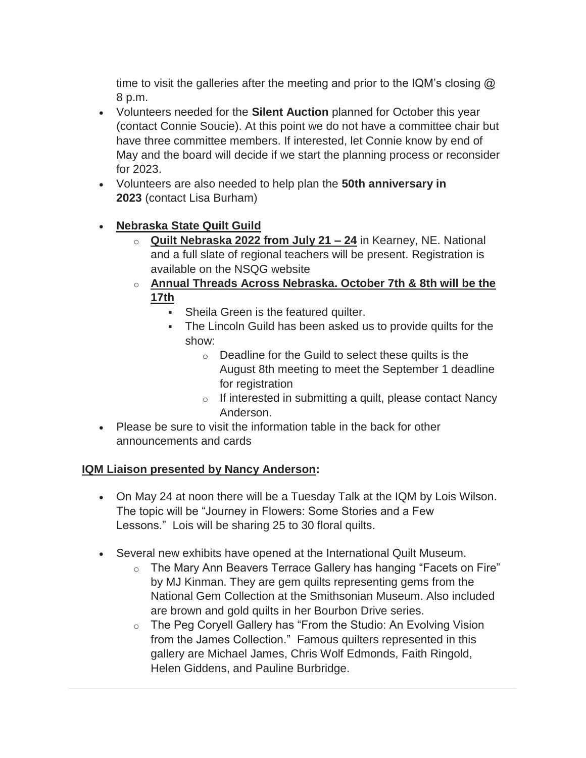time to visit the galleries after the meeting and prior to the IQM's closing @ 8 p.m.

- Volunteers needed for the **Silent Auction** planned for October this year (contact Connie Soucie). At this point we do not have a committee chair but have three committee members. If interested, let Connie know by end of May and the board will decide if we start the planning process or reconsider for 2023.
- Volunteers are also needed to help plan the **50th anniversary in 2023** (contact Lisa Burham)

- **<u>Nebraska State Quilt Guild</u>**
  - **<u>Quilt Nebraska 2022 from July 21 – 24</u>** in Kearney, NE. National and a full slate of regional teachers will be present. Registration is available on the NSQG website
  - **<u>Annual Threads Across Nebraska. October 7th & 8th will be the 17th</u>**
    - Sheila Green is the featured quilter.
    - The Lincoln Guild has been asked us to provide quilts for the show:
      - Deadline for the Guild to select these quilts is the August 8th meeting to meet the September 1 deadline for registration
      - If interested in submitting a quilt, please contact Nancy Anderson.
- Please be sure to visit the information table in the back for other announcements and cards

**<u>IQM Liaison presented by Nancy Anderson</u>:**

- On May 24 at noon there will be a Tuesday Talk at the IQM by Lois Wilson. The topic will be "Journey in Flowers: Some Stories and a Few Lessons." Lois will be sharing 25 to 30 floral quilts.

- Several new exhibits have opened at the International Quilt Museum.
  - The Mary Ann Beavers Terrace Gallery has hanging "Facets on Fire" by MJ Kinman. They are gem quilts representing gems from the National Gem Collection at the Smithsonian Museum. Also included are brown and gold quilts in her Bourbon Drive series.
  - The Peg Coryell Gallery has "From the Studio: An Evolving Vision from the James Collection." Famous quilters represented in this gallery are Michael James, Chris Wolf Edmonds, Faith Ringold, Helen Giddens, and Pauline Burbridge.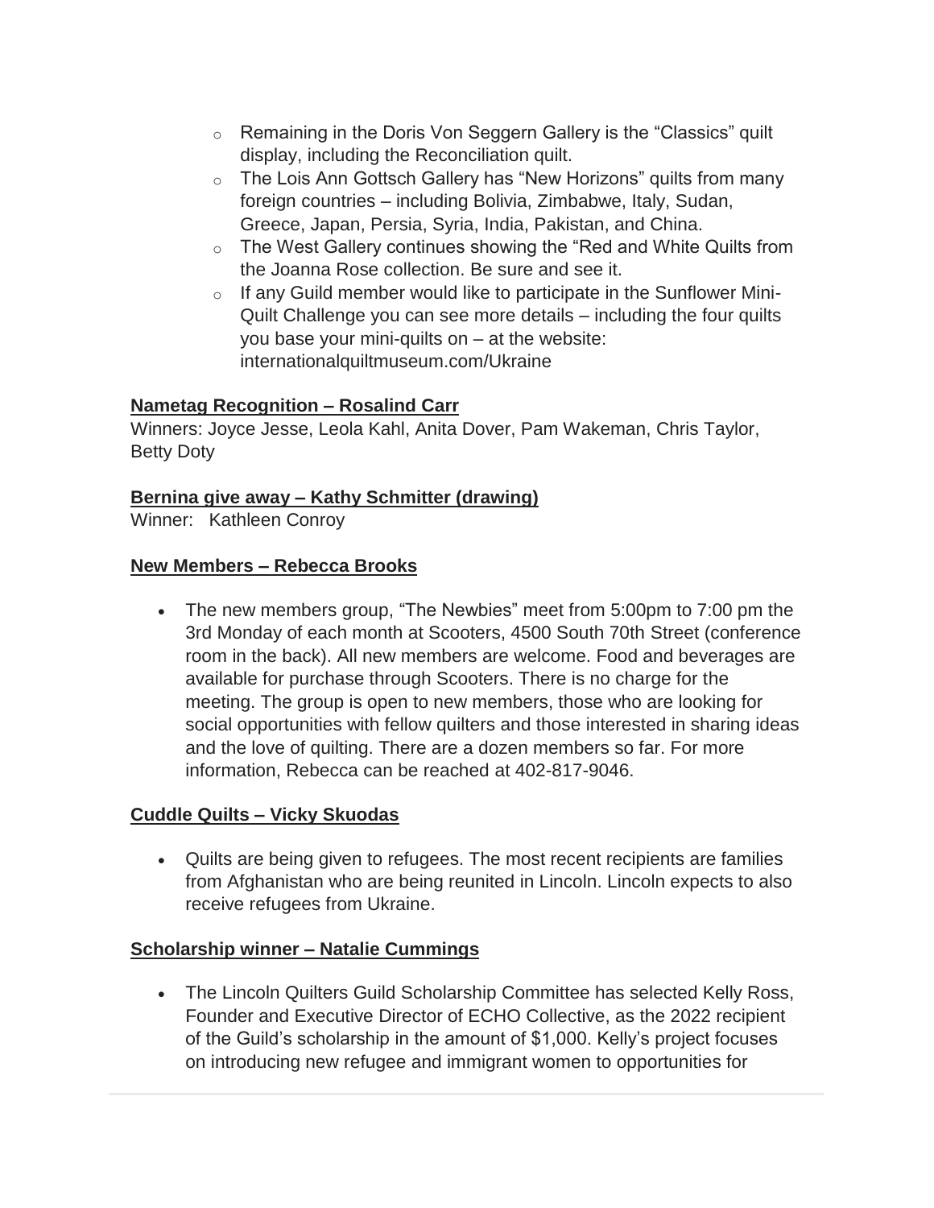- Remaining in the Doris Von Seggern Gallery is the “Classics” quilt display, including the Reconciliation quilt.
  - The Lois Ann Gottsch Gallery has “New Horizons” quilts from many foreign countries – including Bolivia, Zimbabwe, Italy, Sudan, Greece, Japan, Persia, Syria, India, Pakistan, and China.
  - The West Gallery continues showing the “Red and White Quilts from the Joanna Rose collection. Be sure and see it.
  - If any Guild member would like to participate in the Sunflower Mini-Quilt Challenge you can see more details – including the four quilts you base your mini-quilts on – at the website: internationalquiltmuseum.com/Ukraine

**Nametag Recognition – Rosalind Carr**

Winners: Joyce Jesse, Leola Kahl, Anita Dover, Pam Wakeman, Chris Taylor, Betty Doty

**Bernina give away – Kathy Schmitter (drawing)**

Winner: Kathleen Conroy

**New Members – Rebecca Brooks**

- The new members group, “The Newbies” meet from 5:00pm to 7:00 pm the 3rd Monday of each month at Scooters, 4500 South 70th Street (conference room in the back). All new members are welcome. Food and beverages are available for purchase through Scooters. There is no charge for the meeting. The group is open to new members, those who are looking for social opportunities with fellow quilters and those interested in sharing ideas and the love of quilting. There are a dozen members so far. For more information, Rebecca can be reached at 402-817-9046.

**Cuddle Quilts – Vicky Skuodas**

- Quilts are being given to refugees. The most recent recipients are families from Afghanistan who are being reunited in Lincoln. Lincoln expects to also receive refugees from Ukraine.

**Scholarship winner – Natalie Cummings**

- The Lincoln Quilters Guild Scholarship Committee has selected Kelly Ross, Founder and Executive Director of ECHO Collective, as the 2022 recipient of the Guild’s scholarship in the amount of $1,000. Kelly’s project focuses on introducing new refugee and immigrant women to opportunities for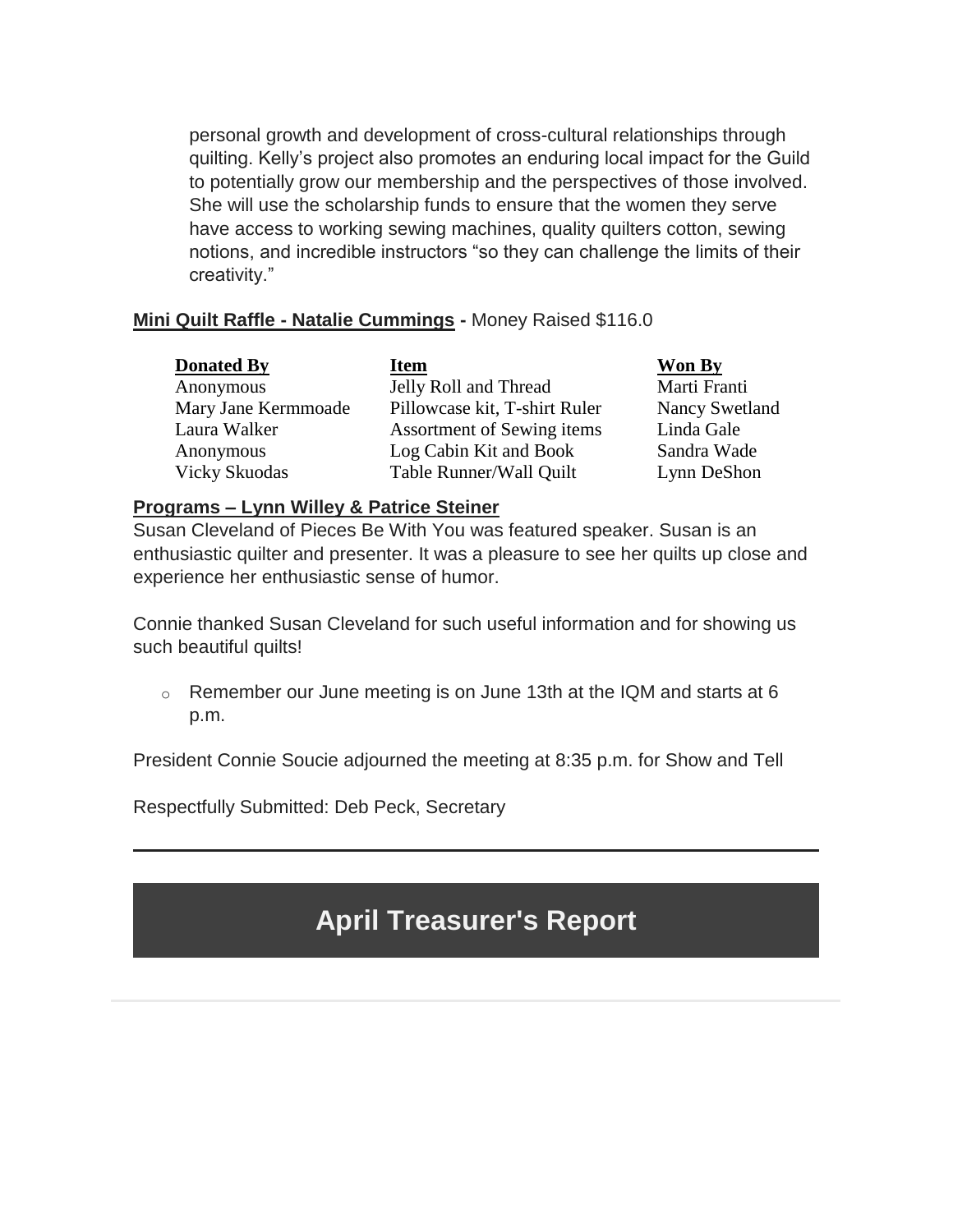personal growth and development of cross-cultural relationships through quilting. Kelly's project also promotes an enduring local impact for the Guild to potentially grow our membership and the perspectives of those involved. She will use the scholarship funds to ensure that the women they serve have access to working sewing machines, quality quilters cotton, sewing notions, and incredible instructors "so they can challenge the limits of their creativity."

**Mini Quilt Raffle - Natalie Cummings -** Money Raised $116.0

| Donated By | Item | Won By |
| --- | --- | --- |
| Anonymous | Jelly Roll and Thread | Marti Franti |
| Mary Jane Kermmoade | Pillowcase kit, T-shirt Ruler | Nancy Swetland |
| Laura Walker | Assortment of Sewing items | Linda Gale |
| Anonymous | Log Cabin Kit and Book | Sandra Wade |
| Vicky Skuodas | Table Runner/Wall Quilt | Lynn DeShon |

**Programs – Lynn Willey & Patrice Steiner**

Susan Cleveland of Pieces Be With You was featured speaker. Susan is an enthusiastic quilter and presenter. It was a pleasure to see her quilts up close and experience her enthusiastic sense of humor.

Connie thanked Susan Cleveland for such useful information and for showing us such beautiful quilts!

- Remember our June meeting is on June 13th at the IQM and starts at 6 p.m.

President Connie Soucie adjourned the meeting at 8:35 p.m. for Show and Tell

Respectfully Submitted: Deb Peck, Secretary

---

## April Treasurer's Report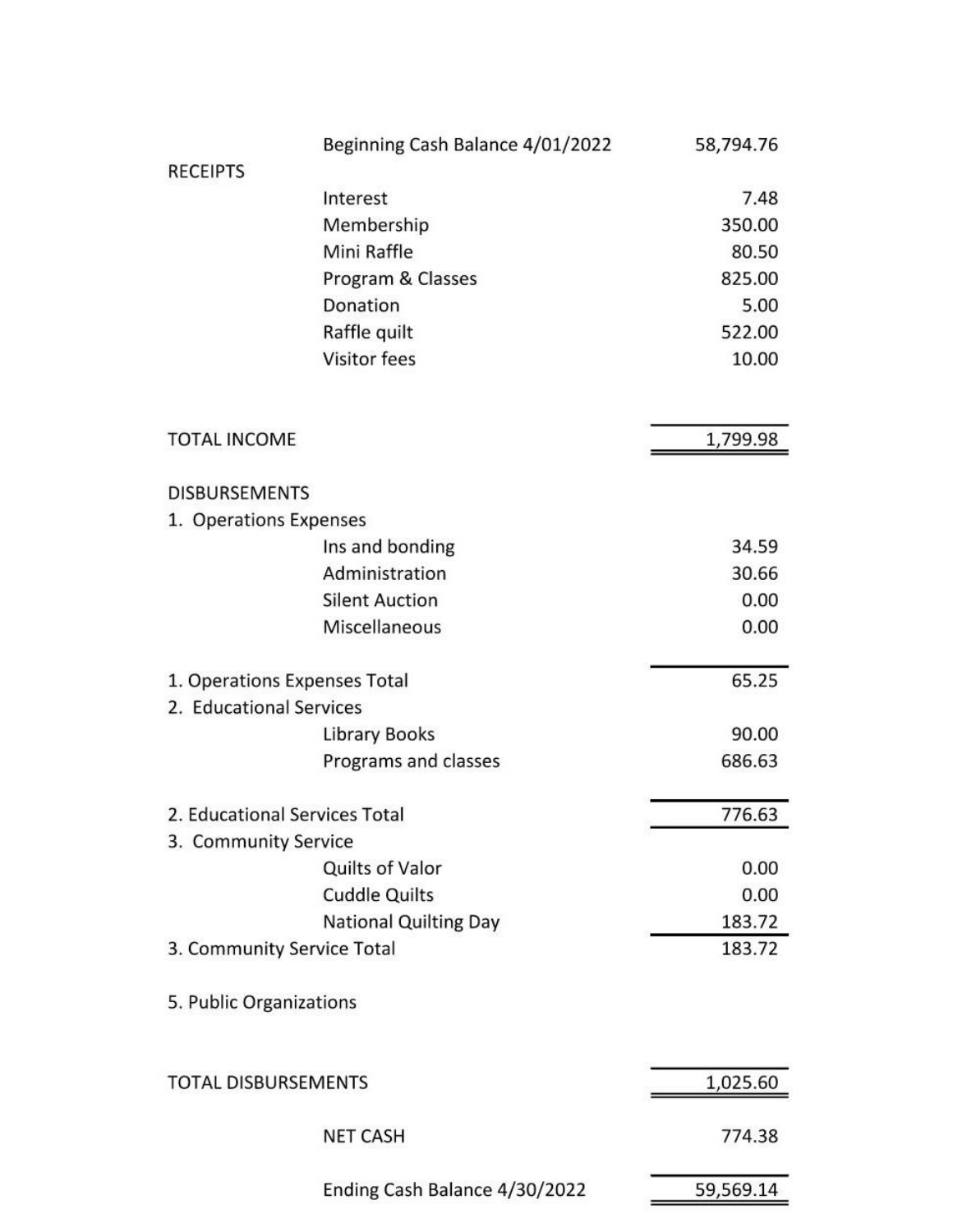| | | |
|---|---|---|
| | Beginning Cash Balance 4/01/2022 | 58,794.76 |
| RECEIPTS | | |
| | Interest | 7.48 |
| | Membership | 350.00 |
| | Mini Raffle | 80.50 |
| | Program & Classes | 825.00 |
| | Donation | 5.00 |
| | Raffle quilt | 522.00 |
| | Visitor fees | 10.00 |
| TOTAL INCOME | | 1,799.98 |
| DISBURSEMENTS | | |
| 1. Operations Expenses | | |
| | Ins and bonding | 34.59 |
| | Administration | 30.66 |
| | Silent Auction | 0.00 |
| | Miscellaneous | 0.00 |
| 1. Operations Expenses Total | | 65.25 |
| 2. Educational Services | | |
| | Library Books | 90.00 |
| | Programs and classes | 686.63 |
| 2. Educational Services Total | | 776.63 |
| 3. Community Service | | |
| | Quilts of Valor | 0.00 |
| | Cuddle Quilts | 0.00 |
| | National Quilting Day | 183.72 |
| 3. Community Service Total | | 183.72 |
| 5. Public Organizations | | |
| TOTAL DISBURSEMENTS | | 1,025.60 |
| | NET CASH | 774.38 |
| | Ending Cash Balance 4/30/2022 | 59,569.14 |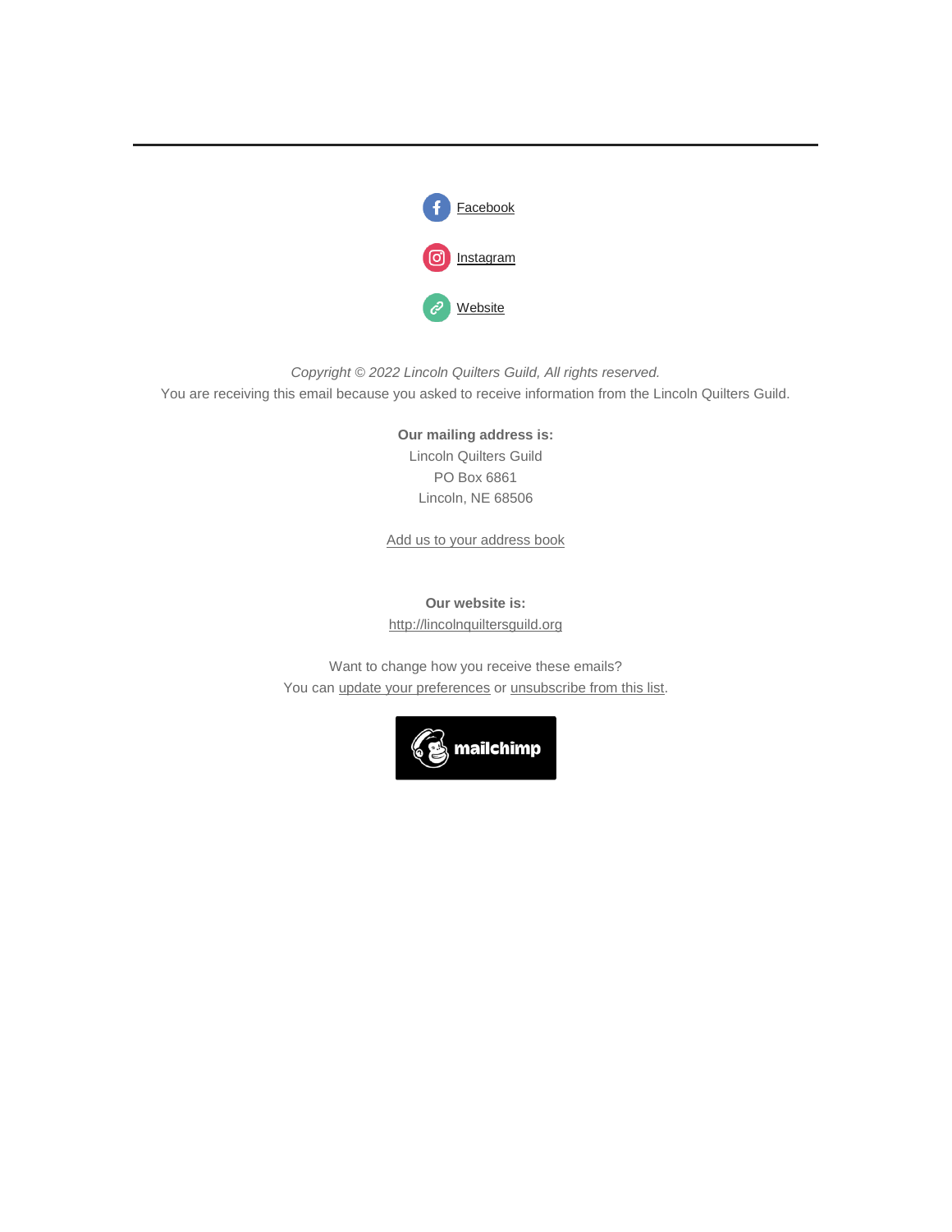---

Facebook

Instagram

Website

*Copyright © 2022 Lincoln Quilters Guild, All rights reserved.*
You are receiving this email because you asked to receive information from the Lincoln Quilters Guild.

**Our mailing address is:**
Lincoln Quilters Guild
PO Box 6861
Lincoln, NE 68506

Add us to your address book

**Our website is:**
http://lincolnquiltersguild.org

Want to change how you receive these emails?
You can update your preferences or unsubscribe from this list.

mailchimp